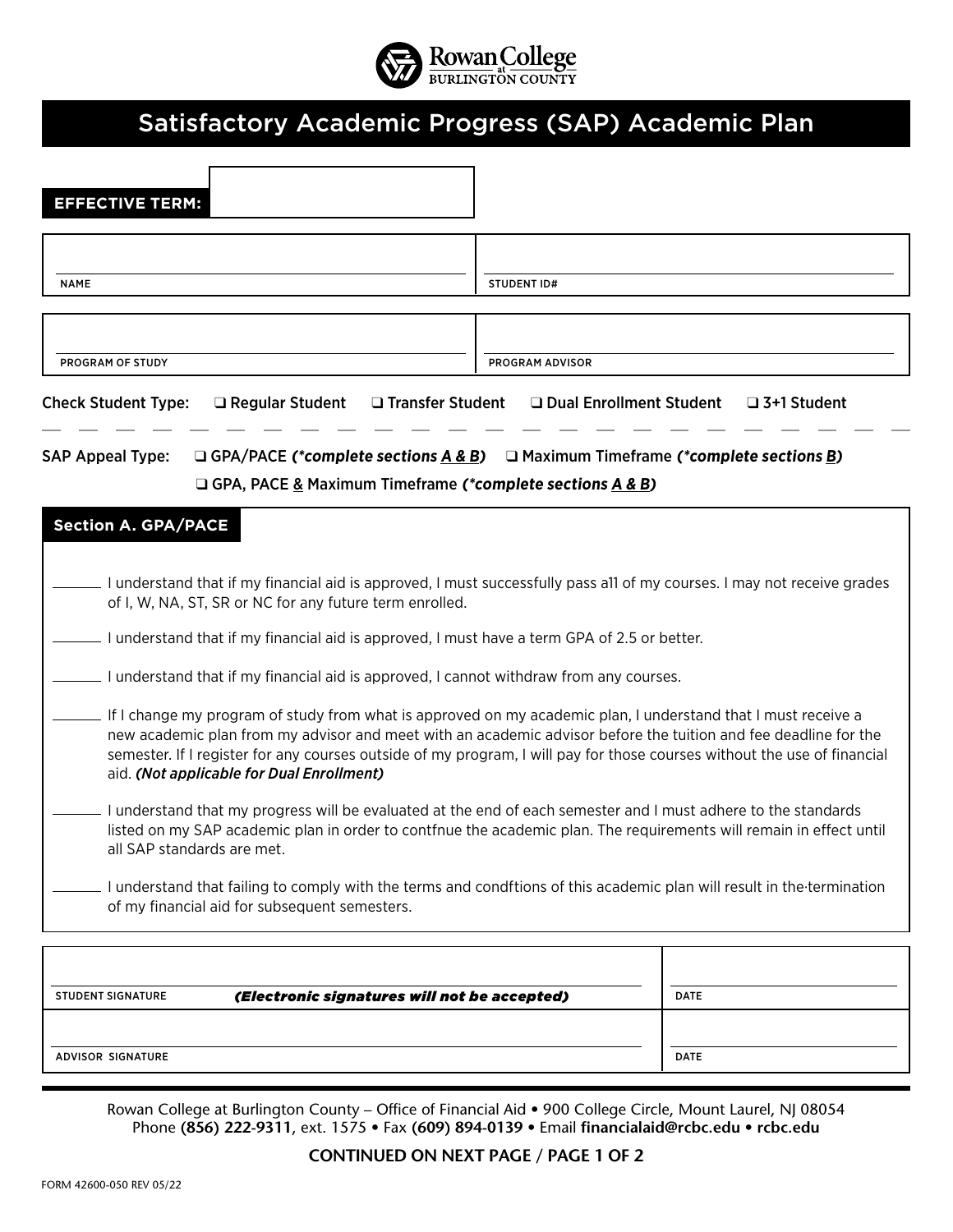Rowan College at Burlington County

# Satisfactory Academic Progress (SAP) Academic Plan

**EFFECTIVE TERM:** ____________________

| | |
|---|---|
| NAME | STUDENT ID# |
| PROGRAM OF STUDY | PROGRAM ADVISOR |

Check Student Type: ❑ Regular Student ❑ Transfer Student ❑ Dual Enrollment Student ❑ 3+1 Student

---

SAP Appeal Type: ❑ GPA/PACE ***(\*complete sections A & B)*** ❑ Maximum Timeframe ***(\*complete sections B)***

❑ GPA, PACE & Maximum Timeframe ***(\*complete sections A & B)***

## Section A. GPA/PACE

_______ I understand that if my financial aid is approved, I must successfully pass a11 of my courses. I may not receive grades of I, W, NA, ST, SR or NC for any future term enrolled.

_______ I understand that if my financial aid is approved, I must have a term GPA of 2.5 or better.

_______ I understand that if my financial aid is approved, I cannot withdraw from any courses.

_______ If I change my program of study from what is approved on my academic plan, I understand that I must receive a new academic plan from my advisor and meet with an academic advisor before the tuition and fee deadline for the semester. If I register for any courses outside of my program, I will pay for those courses without the use of financial aid. ***(Not applicable for Dual Enrollment)***

_______ I understand that my progress will be evaluated at the end of each semester and I must adhere to the standards listed on my SAP academic plan in order to contfnue the academic plan. The requirements will remain in effect until all SAP standards are met.

_______ I understand that failing to comply with the terms and condftions of this academic plan will result in the·termination of my financial aid for subsequent semesters.

| | |
|---|---|
| STUDENT SIGNATURE ***(Electronic signatures will not be accepted)*** | DATE |
| ADVISOR SIGNATURE | DATE |

Rowan College at Burlington County – Office of Financial Aid • 900 College Circle, Mount Laurel, NJ 08054
Phone **(856) 222-9311**, ext. 1575 • Fax **(609) 894-0139** • Email **financialaid@rcbc.edu** • **rcbc.edu**

CONTINUED ON NEXT PAGE

FORM 42600-050 REV 05/22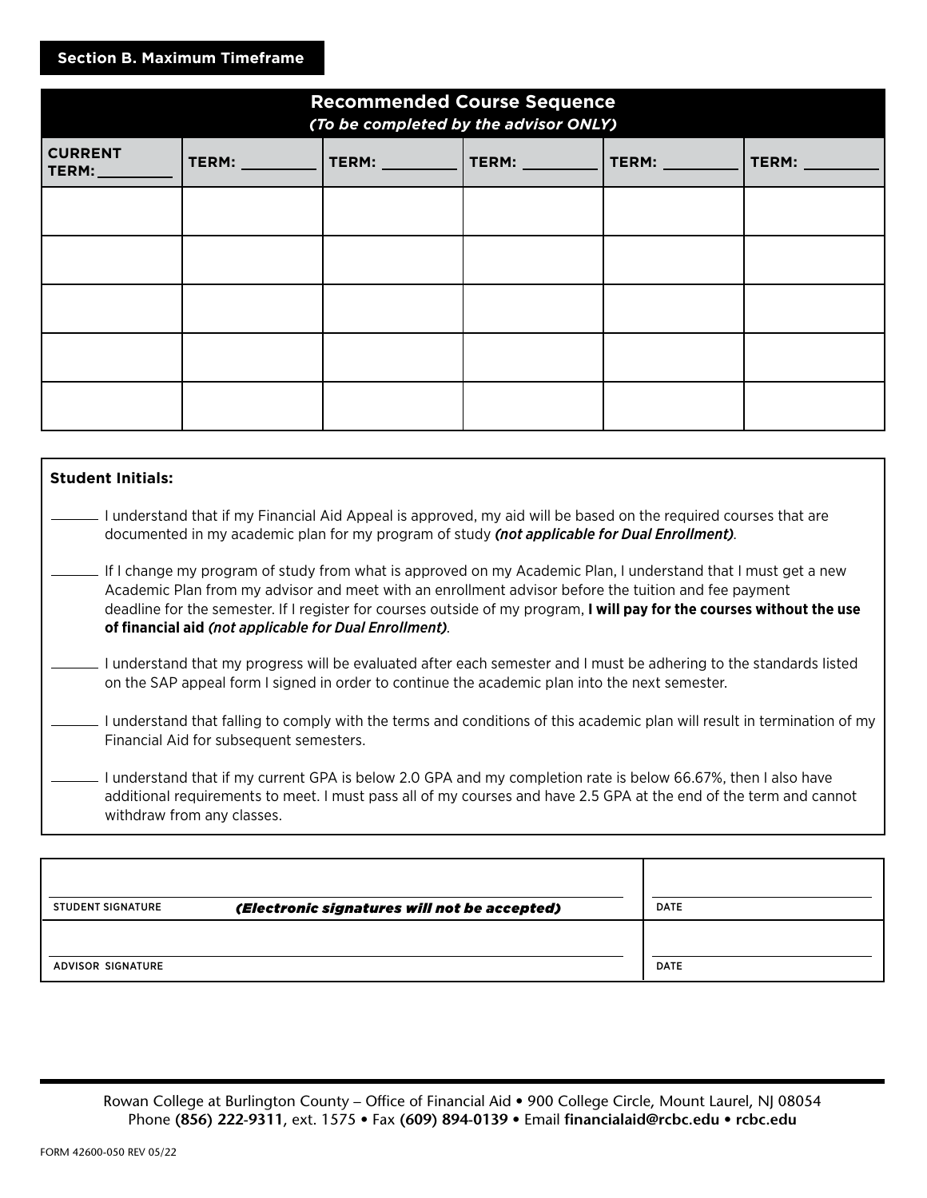**Section B. Maximum Timeframe**

| Recommended Course Sequence *(To be completed by the advisor ONLY)* | | | | | |
|---|---|---|---|---|---|
| **CURRENT TERM: ________** | **TERM: ________** | **TERM: ________** | **TERM: ________** | **TERM: ________** | **TERM: ________** |
| | | | | | |
| | | | | | |
| | | | | | |
| | | | | | |
| | | | | | |

**Student Initials:**

______ I understand that if my Financial Aid Appeal is approved, my aid will be based on the required courses that are documented in my academic plan for my program of study ***(not applicable for Dual Enrollment)***.

______ If I change my program of study from what is approved on my Academic Plan, I understand that I must get a new Academic Plan from my advisor and meet with an enrollment advisor before the tuition and fee payment deadline for the semester. If I register for courses outside of my program, **I will pay for the courses without the use of financial aid** ***(not applicable for Dual Enrollment)***.

______ I understand that my progress will be evaluated after each semester and I must be adhering to the standards listed on the SAP appeal form I signed in order to continue the academic plan into the next semester.

______ I understand that falling to comply with the terms and conditions of this academic plan will result in termination of my Financial Aid for subsequent semesters.

______ I understand that if my current GPA is below 2.0 GPA and my completion rate is below 66.67%, then I also have additional requirements to meet. I must pass all of my courses and have 2.5 GPA at the end of the term and cannot withdraw from any classes.

________________________________________ ________________

STUDENT SIGNATURE ***(Electronic signatures will not be accepted)*** DATE

________________________________________ ________________

ADVISOR SIGNATURE DATE

Rowan College at Burlington County – Office of Financial Aid • 900 College Circle, Mount Laurel, NJ 08054
Phone **(856) 222-9311**, ext. 1575 • Fax **(609) 894-0139** • Email **financialaid@rcbc.edu** • **rcbc.edu**

FORM 42600-050 REV 05/22